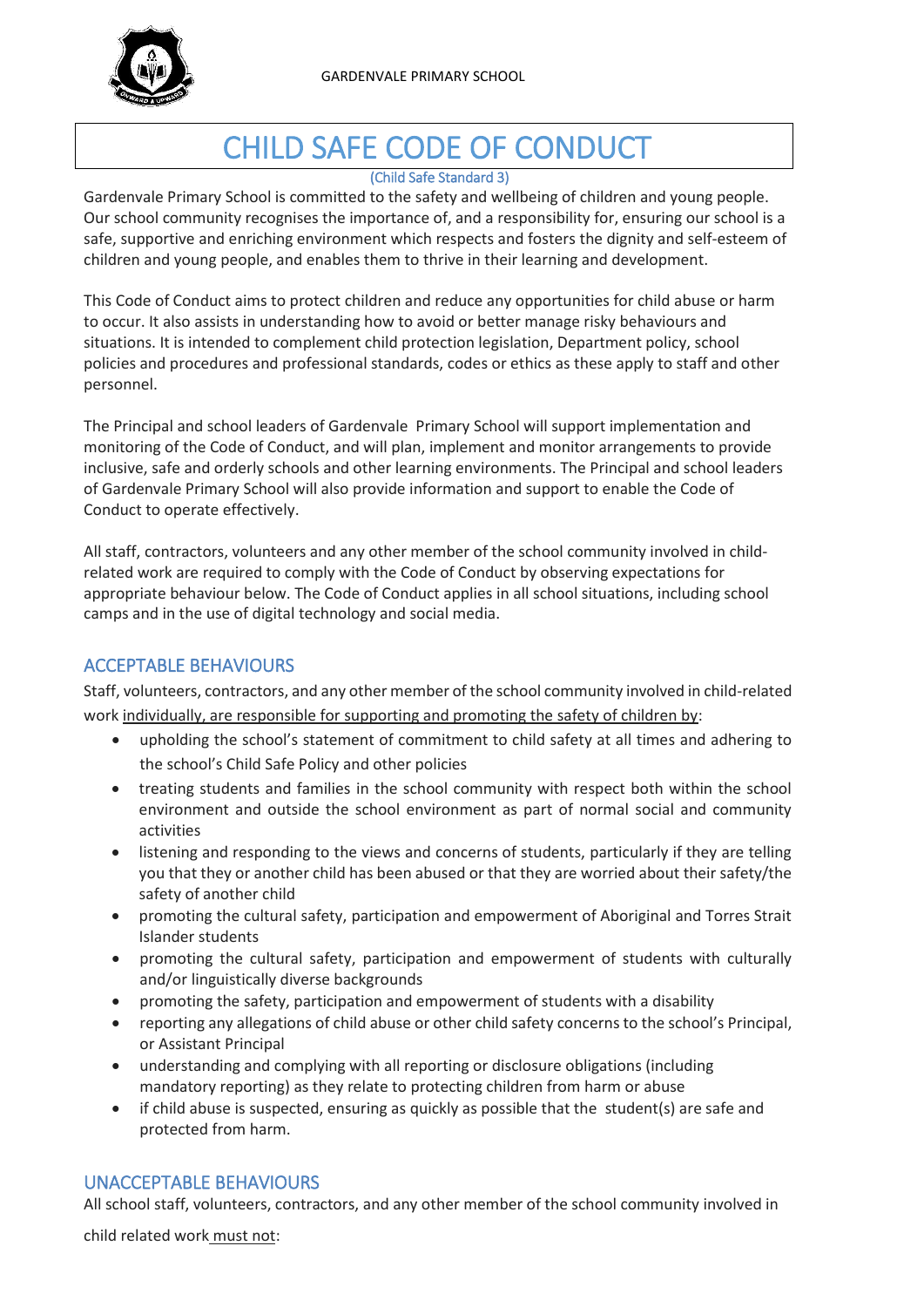GARDENVALE PRIMARY SCHOOL

# CHILD SAFE CODE OF CONDUCT

(Child Safe Standard 3)

Gardenvale Primary School is committed to the safety and wellbeing of children and young people. Our school community recognises the importance of, and a responsibility for, ensuring our school is a safe, supportive and enriching environment which respects and fosters the dignity and self-esteem of children and young people, and enables them to thrive in their learning and development.

This Code of Conduct aims to protect children and reduce any opportunities for child abuse or harm to occur. It also assists in understanding how to avoid or better manage risky behaviours and situations. It is intended to complement child protection legislation, Department policy, school policies and procedures and professional standards, codes or ethics as these apply to staff and other personnel.

The Principal and school leaders of Gardenvale Primary School will support implementation and monitoring of the Code of Conduct, and will plan, implement and monitor arrangements to provide inclusive, safe and orderly schools and other learning environments. The Principal and school leaders of Gardenvale Primary School will also provide information and support to enable the Code of Conduct to operate effectively.

All staff, contractors, volunteers and any other member of the school community involved in child-related work are required to comply with the Code of Conduct by observing expectations for appropriate behaviour below. The Code of Conduct applies in all school situations, including school camps and in the use of digital technology and social media.

## ACCEPTABLE BEHAVIOURS

Staff, volunteers, contractors, and any other member of the school community involved in child-related work individually, are responsible for supporting and promoting the safety of children by:

- upholding the school's statement of commitment to child safety at all times and adhering to the school's Child Safe Policy and other policies
- treating students and families in the school community with respect both within the school environment and outside the school environment as part of normal social and community activities
- listening and responding to the views and concerns of students, particularly if they are telling you that they or another child has been abused or that they are worried about their safety/the safety of another child
- promoting the cultural safety, participation and empowerment of Aboriginal and Torres Strait Islander students
- promoting the cultural safety, participation and empowerment of students with culturally and/or linguistically diverse backgrounds
- promoting the safety, participation and empowerment of students with a disability
- reporting any allegations of child abuse or other child safety concerns to the school's Principal, or Assistant Principal
- understanding and complying with all reporting or disclosure obligations (including mandatory reporting) as they relate to protecting children from harm or abuse
- if child abuse is suspected, ensuring as quickly as possible that the student(s) are safe and protected from harm.

## UNACCEPTABLE BEHAVIOURS

All school staff, volunteers, contractors, and any other member of the school community involved in child related work must not: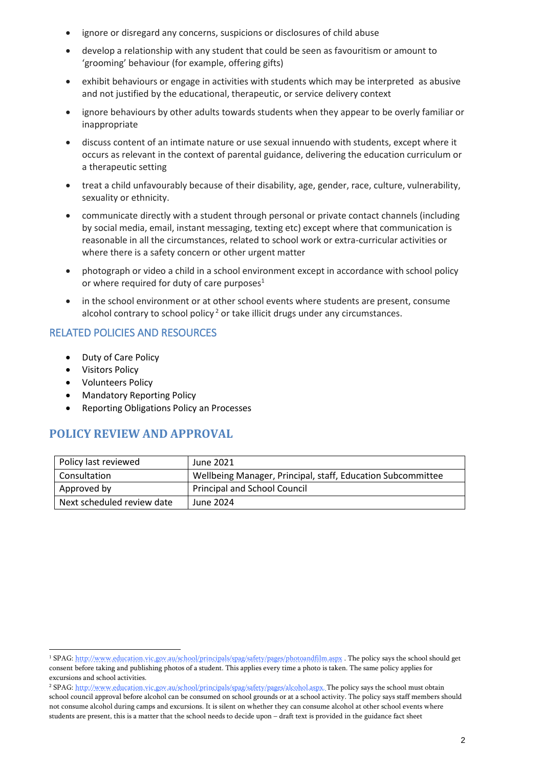- ignore or disregard any concerns, suspicions or disclosures of child abuse
- develop a relationship with any student that could be seen as favouritism or amount to 'grooming' behaviour (for example, offering gifts)
- exhibit behaviours or engage in activities with students which may be interpreted as abusive and not justified by the educational, therapeutic, or service delivery context
- ignore behaviours by other adults towards students when they appear to be overly familiar or inappropriate
- discuss content of an intimate nature or use sexual innuendo with students, except where it occurs as relevant in the context of parental guidance, delivering the education curriculum or a therapeutic setting
- treat a child unfavourably because of their disability, age, gender, race, culture, vulnerability, sexuality or ethnicity.
- communicate directly with a student through personal or private contact channels (including by social media, email, instant messaging, texting etc) except where that communication is reasonable in all the circumstances, related to school work or extra-curricular activities or where there is a safety concern or other urgent matter
- photograph or video a child in a school environment except in accordance with school policy or where required for duty of care purposes[1]
- in the school environment or at other school events where students are present, consume alcohol contrary to school policy[2] or take illicit drugs under any circumstances.

## RELATED POLICIES AND RESOURCES

- Duty of Care Policy
- Visitors Policy
- Volunteers Policy
- Mandatory Reporting Policy
- Reporting Obligations Policy an Processes

## POLICY REVIEW AND APPROVAL

| | |
|---|---|
| Policy last reviewed | June 2021 |
| Consultation | Wellbeing Manager, Principal, staff, Education Subcommittee |
| Approved by | Principal and School Council |
| Next scheduled review date | June 2024 |

[1] SPAG: http://www.education.vic.gov.au/school/principals/spag/safety/pages/photoandfilm.aspx . The policy says the school should get consent before taking and publishing photos of a student. This applies every time a photo is taken. The same policy applies for excursions and school activities.

[2] SPAG: http://www.education.vic.gov.au/school/principals/spag/safety/pages/alcohol.aspx. The policy says the school must obtain school council approval before alcohol can be consumed on school grounds or at a school activity. The policy says staff members should not consume alcohol during camps and excursions. It is silent on whether they can consume alcohol at other school events where students are present, this is a matter that the school needs to decide upon – draft text is provided in the guidance fact sheet